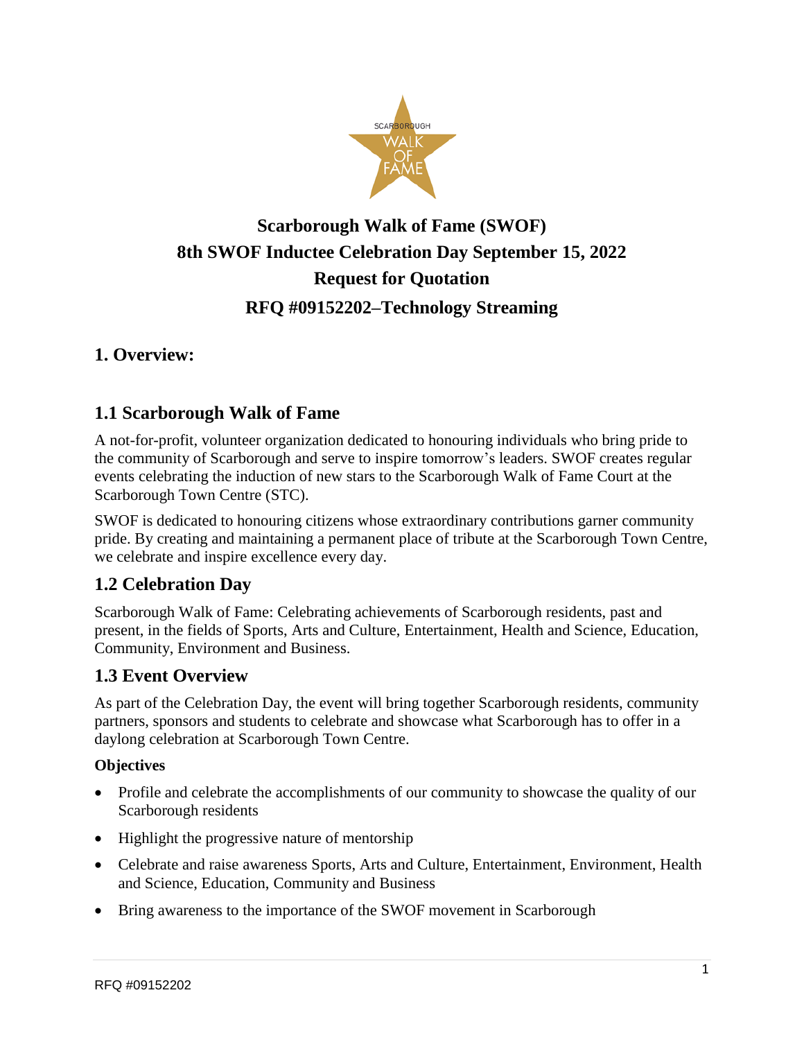# Scarborough Walk of Fame (SWOF)
# 8th SWOF Inductee Celebration Day September 15, 2022
# Request for Quotation
# RFQ #09152202–Technology Streaming

## 1. Overview:

### 1.1 Scarborough Walk of Fame

A not-for-profit, volunteer organization dedicated to honouring individuals who bring pride to the community of Scarborough and serve to inspire tomorrow's leaders. SWOF creates regular events celebrating the induction of new stars to the Scarborough Walk of Fame Court at the Scarborough Town Centre (STC).

SWOF is dedicated to honouring citizens whose extraordinary contributions garner community pride. By creating and maintaining a permanent place of tribute at the Scarborough Town Centre, we celebrate and inspire excellence every day.

### 1.2 Celebration Day

Scarborough Walk of Fame: Celebrating achievements of Scarborough residents, past and present, in the fields of Sports, Arts and Culture, Entertainment, Health and Science, Education, Community, Environment and Business.

### 1.3 Event Overview

As part of the Celebration Day, the event will bring together Scarborough residents, community partners, sponsors and students to celebrate and showcase what Scarborough has to offer in a daylong celebration at Scarborough Town Centre.

**Objectives**

- Profile and celebrate the accomplishments of our community to showcase the quality of our Scarborough residents
- Highlight the progressive nature of mentorship
- Celebrate and raise awareness Sports, Arts and Culture, Entertainment, Environment, Health and Science, Education, Community and Business
- Bring awareness to the importance of the SWOF movement in Scarborough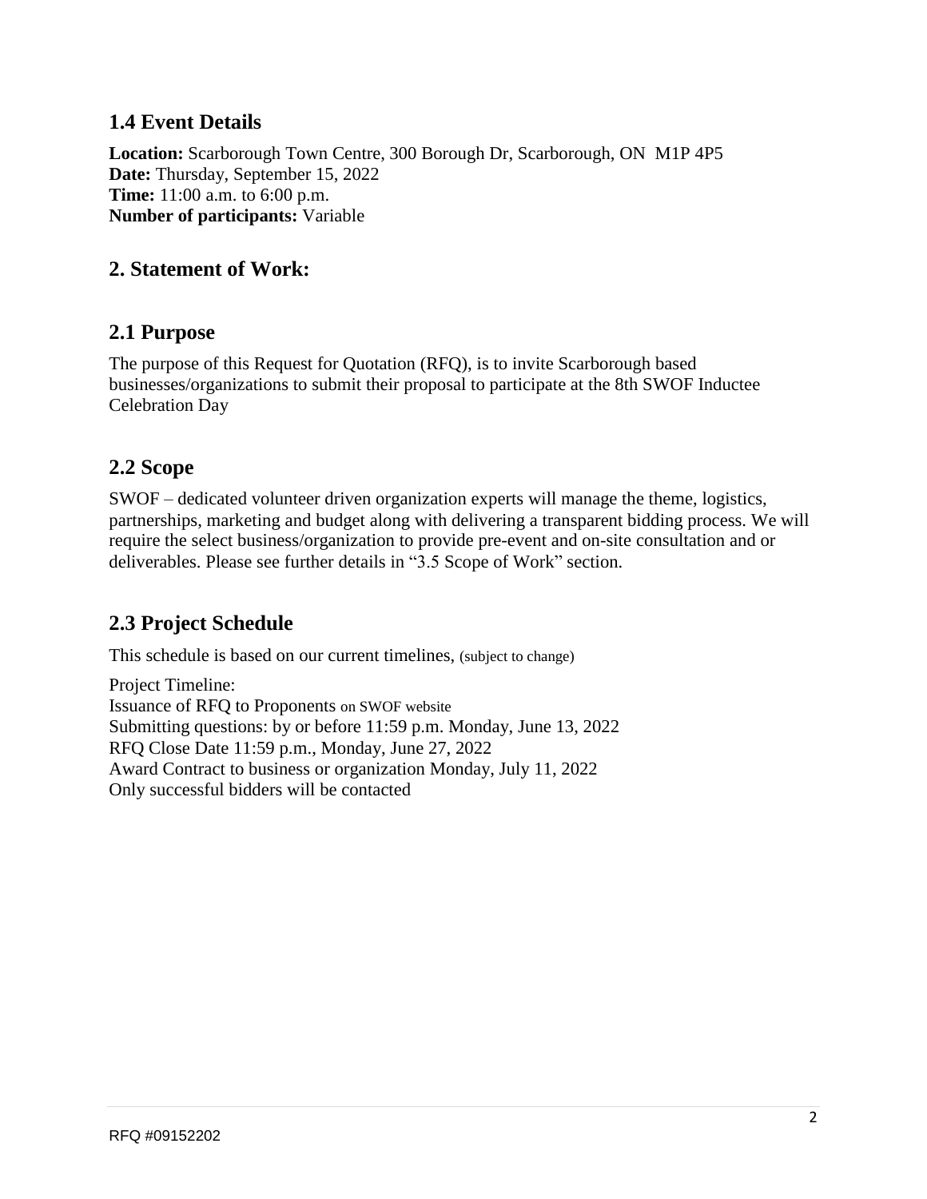## 1.4 Event Details

**Location:** Scarborough Town Centre, 300 Borough Dr, Scarborough, ON  M1P 4P5
**Date:** Thursday, September 15, 2022
**Time:** 11:00 a.m. to 6:00 p.m.
**Number of participants:** Variable

## 2. Statement of Work:

## 2.1 Purpose

The purpose of this Request for Quotation (RFQ), is to invite Scarborough based businesses/organizations to submit their proposal to participate at the 8th SWOF Inductee Celebration Day

## 2.2 Scope

SWOF – dedicated volunteer driven organization experts will manage the theme, logistics, partnerships, marketing and budget along with delivering a transparent bidding process. We will require the select business/organization to provide pre-event and on-site consultation and or deliverables. Please see further details in "3.5 Scope of Work" section.

## 2.3 Project Schedule

This schedule is based on our current timelines, (subject to change)

Project Timeline:
Issuance of RFQ to Proponents on SWOF website
Submitting questions: by or before 11:59 p.m. Monday, June 13, 2022
RFQ Close Date 11:59 p.m., Monday, June 27, 2022
Award Contract to business or organization Monday, July 11, 2022
Only successful bidders will be contacted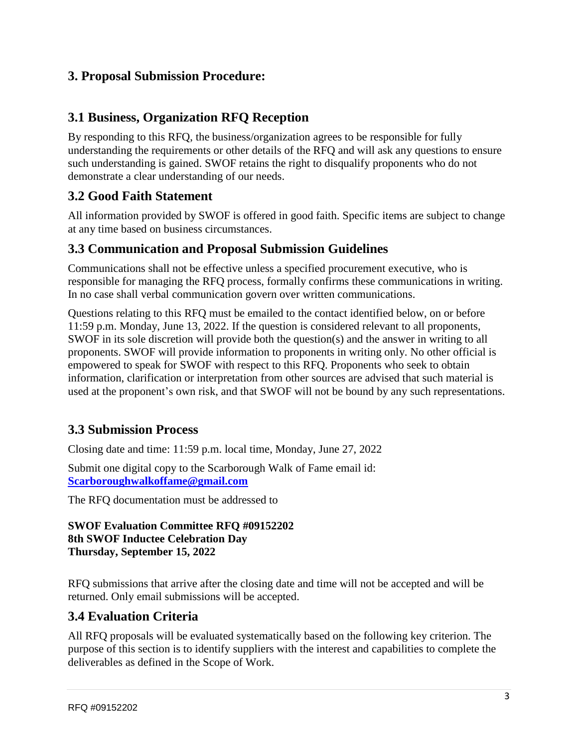# 3. Proposal Submission Procedure:

## 3.1 Business, Organization RFQ Reception

By responding to this RFQ, the business/organization agrees to be responsible for fully understanding the requirements or other details of the RFQ and will ask any questions to ensure such understanding is gained. SWOF retains the right to disqualify proponents who do not demonstrate a clear understanding of our needs.

## 3.2 Good Faith Statement

All information provided by SWOF is offered in good faith. Specific items are subject to change at any time based on business circumstances.

## 3.3 Communication and Proposal Submission Guidelines

Communications shall not be effective unless a specified procurement executive, who is responsible for managing the RFQ process, formally confirms these communications in writing. In no case shall verbal communication govern over written communications.

Questions relating to this RFQ must be emailed to the contact identified below, on or before 11:59 p.m. Monday, June 13, 2022. If the question is considered relevant to all proponents, SWOF in its sole discretion will provide both the question(s) and the answer in writing to all proponents. SWOF will provide information to proponents in writing only. No other official is empowered to speak for SWOF with respect to this RFQ. Proponents who seek to obtain information, clarification or interpretation from other sources are advised that such material is used at the proponent's own risk, and that SWOF will not be bound by any such representations.

## 3.3 Submission Process

Closing date and time: 11:59 p.m. local time, Monday, June 27, 2022

Submit one digital copy to the Scarborough Walk of Fame email id: **Scarboroughwalkoffame@gmail.com**

The RFQ documentation must be addressed to

**SWOF Evaluation Committee RFQ #09152202**
**8th SWOF Inductee Celebration Day**
**Thursday, September 15, 2022**

RFQ submissions that arrive after the closing date and time will not be accepted and will be returned. Only email submissions will be accepted.

## 3.4 Evaluation Criteria

All RFQ proposals will be evaluated systematically based on the following key criterion. The purpose of this section is to identify suppliers with the interest and capabilities to complete the deliverables as defined in the Scope of Work.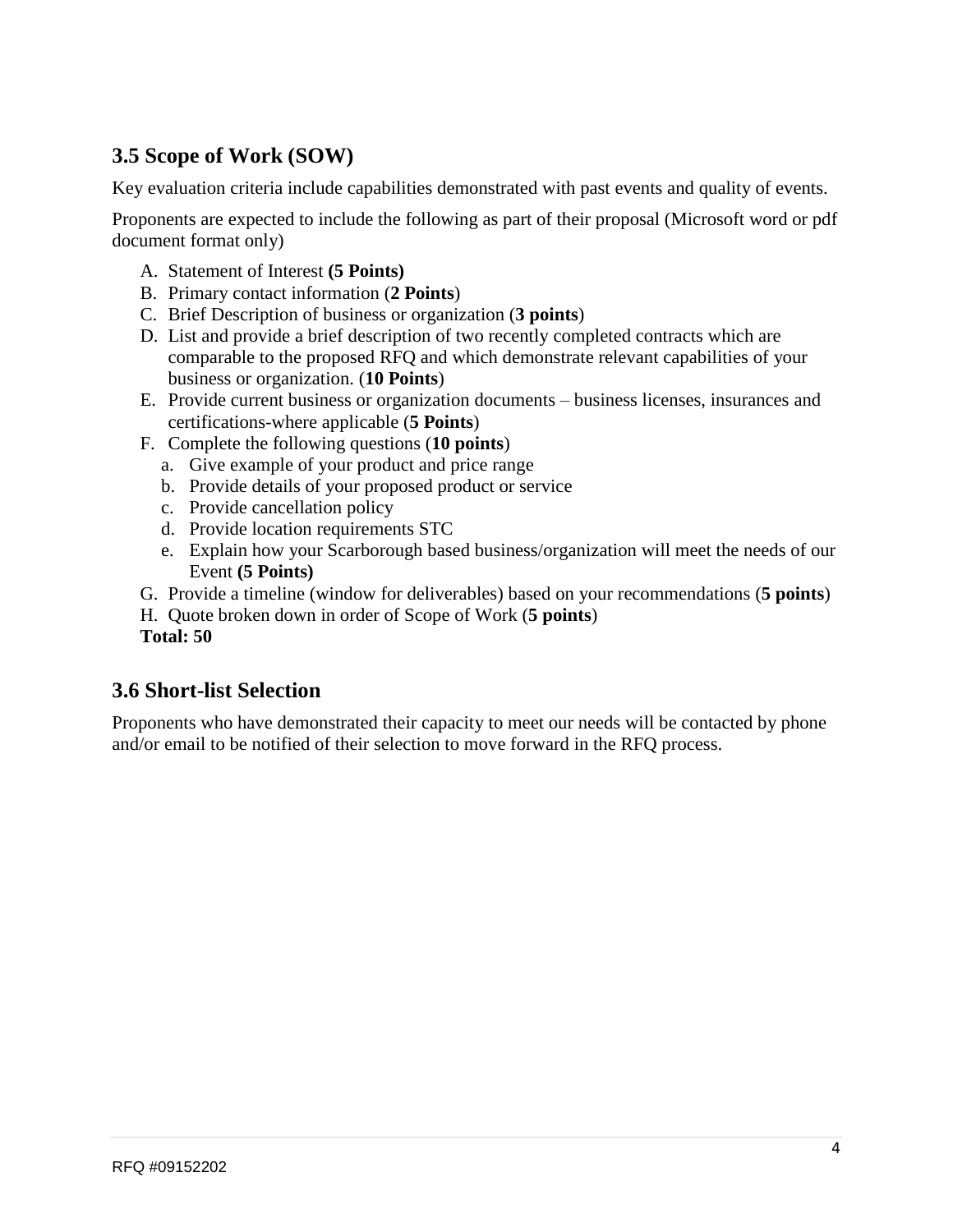## 3.5 Scope of Work (SOW)

Key evaluation criteria include capabilities demonstrated with past events and quality of events.

Proponents are expected to include the following as part of their proposal (Microsoft word or pdf document format only)

A. Statement of Interest **(5 Points)**
B. Primary contact information (**2 Points**)
C. Brief Description of business or organization (**3 points**)
D. List and provide a brief description of two recently completed contracts which are comparable to the proposed RFQ and which demonstrate relevant capabilities of your business or organization. (**10 Points**)
E. Provide current business or organization documents – business licenses, insurances and certifications-where applicable (**5 Points**)
F. Complete the following questions (**10 points**)
   a. Give example of your product and price range
   b. Provide details of your proposed product or service
   c. Provide cancellation policy
   d. Provide location requirements STC
   e. Explain how your Scarborough based business/organization will meet the needs of our Event **(5 Points)**
G. Provide a timeline (window for deliverables) based on your recommendations (**5 points**)
H. Quote broken down in order of Scope of Work (**5 points**)

**Total: 50**

## 3.6 Short-list Selection

Proponents who have demonstrated their capacity to meet our needs will be contacted by phone and/or email to be notified of their selection to move forward in the RFQ process.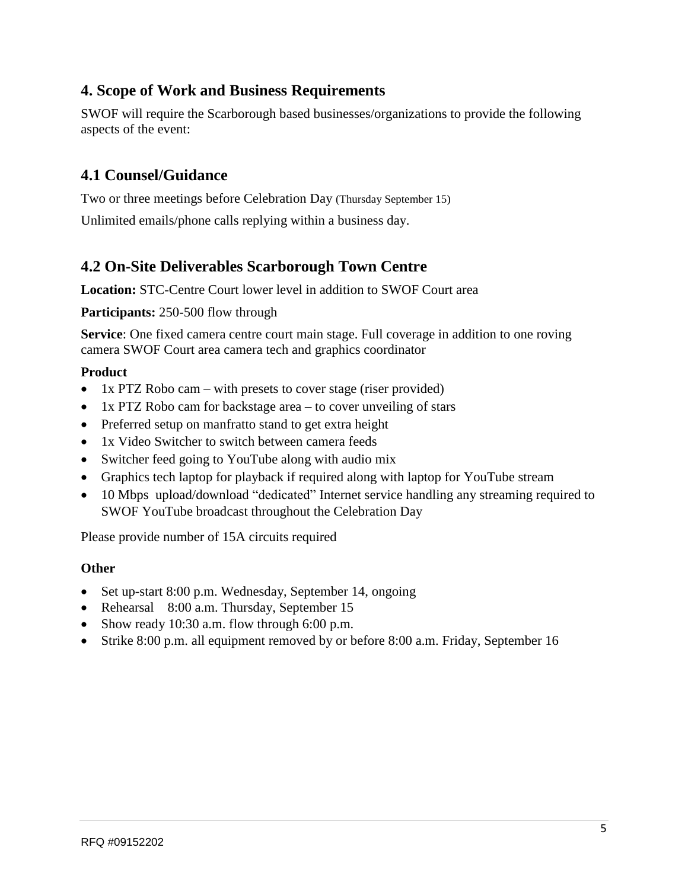## 4. Scope of Work and Business Requirements

SWOF will require the Scarborough based businesses/organizations to provide the following aspects of the event:

## 4.1 Counsel/Guidance

Two or three meetings before Celebration Day (Thursday September 15)

Unlimited emails/phone calls replying within a business day.

## 4.2 On-Site Deliverables Scarborough Town Centre

**Location:** STC-Centre Court lower level in addition to SWOF Court area

**Participants:** 250-500 flow through

**Service**: One fixed camera centre court main stage. Full coverage in addition to one roving camera SWOF Court area camera tech and graphics coordinator

**Product**

- 1x PTZ Robo cam – with presets to cover stage (riser provided)
- 1x PTZ Robo cam for backstage area – to cover unveiling of stars
- Preferred setup on manfratto stand to get extra height
- 1x Video Switcher to switch between camera feeds
- Switcher feed going to YouTube along with audio mix
- Graphics tech laptop for playback if required along with laptop for YouTube stream
- 10 Mbps upload/download "dedicated" Internet service handling any streaming required to SWOF YouTube broadcast throughout the Celebration Day

Please provide number of 15A circuits required

**Other**

- Set up-start 8:00 p.m. Wednesday, September 14, ongoing
- Rehearsal 8:00 a.m. Thursday, September 15
- Show ready 10:30 a.m. flow through 6:00 p.m.
- Strike 8:00 p.m. all equipment removed by or before 8:00 a.m. Friday, September 16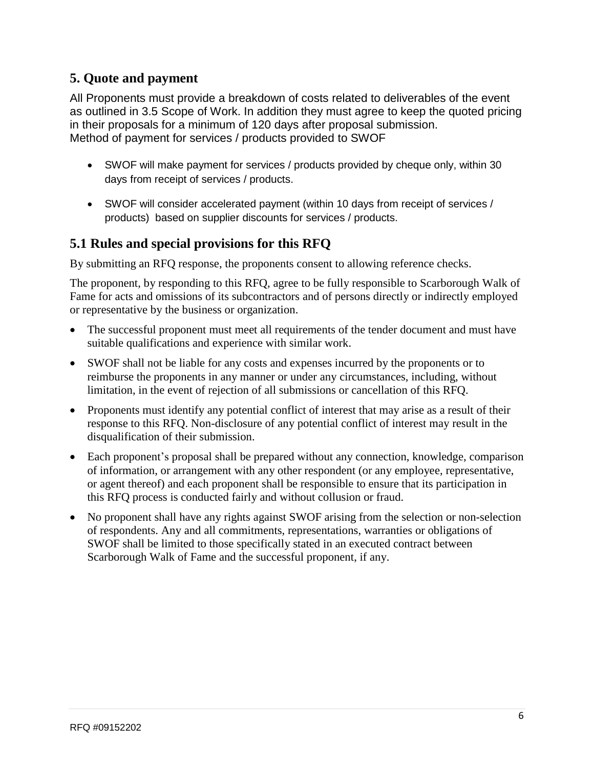## 5. Quote and payment

All Proponents must provide a breakdown of costs related to deliverables of the event as outlined in 3.5 Scope of Work. In addition they must agree to keep the quoted pricing in their proposals for a minimum of 120 days after proposal submission.
Method of payment for services / products provided to SWOF

- SWOF will make payment for services / products provided by cheque only, within 30 days from receipt of services / products.
- SWOF will consider accelerated payment (within 10 days from receipt of services / products) based on supplier discounts for services / products.

## 5.1 Rules and special provisions for this RFQ

By submitting an RFQ response, the proponents consent to allowing reference checks.

The proponent, by responding to this RFQ, agree to be fully responsible to Scarborough Walk of Fame for acts and omissions of its subcontractors and of persons directly or indirectly employed or representative by the business or organization.

- The successful proponent must meet all requirements of the tender document and must have suitable qualifications and experience with similar work.
- SWOF shall not be liable for any costs and expenses incurred by the proponents or to reimburse the proponents in any manner or under any circumstances, including, without limitation, in the event of rejection of all submissions or cancellation of this RFQ.
- Proponents must identify any potential conflict of interest that may arise as a result of their response to this RFQ. Non-disclosure of any potential conflict of interest may result in the disqualification of their submission.
- Each proponent's proposal shall be prepared without any connection, knowledge, comparison of information, or arrangement with any other respondent (or any employee, representative, or agent thereof) and each proponent shall be responsible to ensure that its participation in this RFQ process is conducted fairly and without collusion or fraud.
- No proponent shall have any rights against SWOF arising from the selection or non-selection of respondents. Any and all commitments, representations, warranties or obligations of SWOF shall be limited to those specifically stated in an executed contract between Scarborough Walk of Fame and the successful proponent, if any.